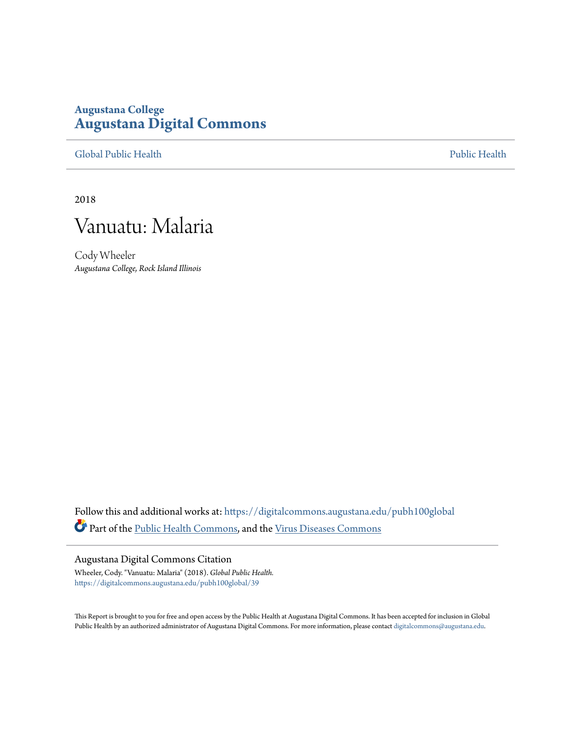Augustana College

**Augustana Digital Commons**

Global Public Health | Public Health

2018

# Vanuatu: Malaria

Cody Wheeler

*Augustana College, Rock Island Illinois*

Follow this and additional works at: https://digitalcommons.augustana.edu/pubh100global

Part of the Public Health Commons, and the Virus Diseases Commons

## Augustana Digital Commons Citation

Wheeler, Cody. "Vanuatu: Malaria" (2018). *Global Public Health*.
https://digitalcommons.augustana.edu/pubh100global/39

This Report is brought to you for free and open access by the Public Health at Augustana Digital Commons. It has been accepted for inclusion in Global Public Health by an authorized administrator of Augustana Digital Commons. For more information, please contact digitalcommons@augustana.edu.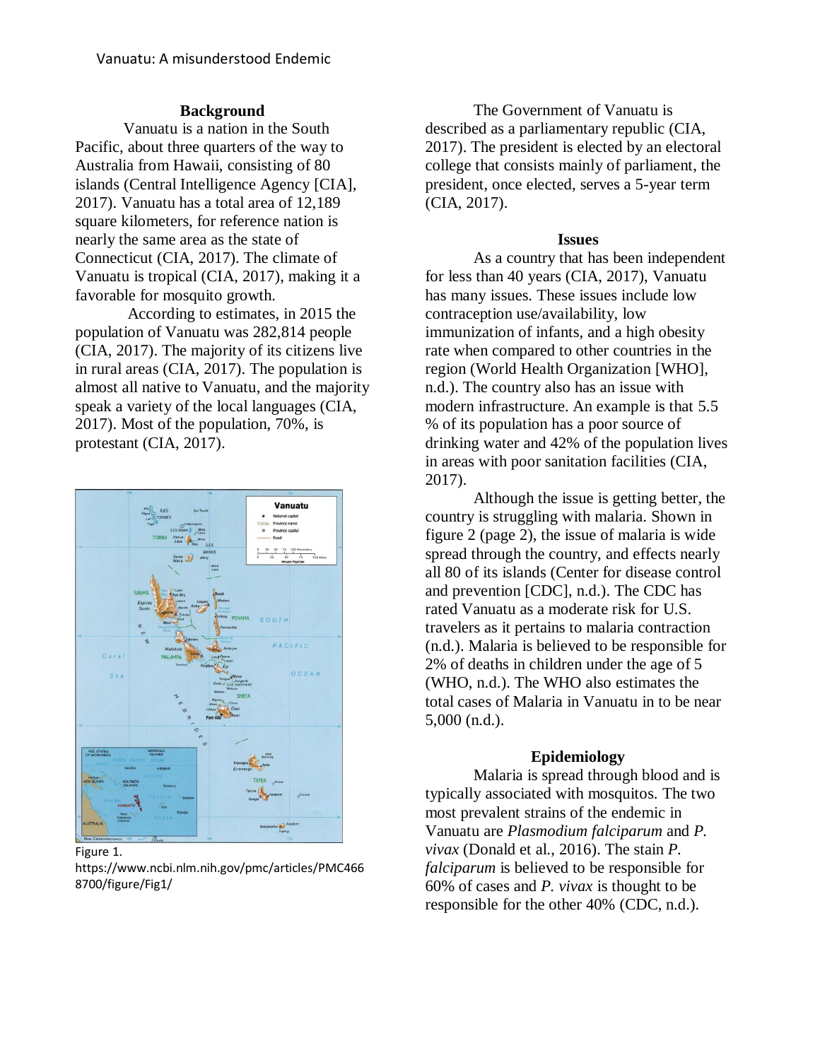# Vanuatu: A misunderstood Endemic

## Background

Vanuatu is a nation in the South Pacific, about three quarters of the way to Australia from Hawaii, consisting of 80 islands (Central Intelligence Agency [CIA], 2017). Vanuatu has a total area of 12,189 square kilometers, for reference nation is nearly the same area as the state of Connecticut (CIA, 2017). The climate of Vanuatu is tropical (CIA, 2017), making it a favorable for mosquito growth.

According to estimates, in 2015 the population of Vanuatu was 282,814 people (CIA, 2017). The majority of its citizens live in rural areas (CIA, 2017). The population is almost all native to Vanuatu, and the majority speak a variety of the local languages (CIA, 2017). Most of the population, 70%, is protestant (CIA, 2017).

Figure 1.
https://www.ncbi.nlm.nih.gov/pmc/articles/PMC4668700/figure/Fig1/

The Government of Vanuatu is described as a parliamentary republic (CIA, 2017). The president is elected by an electoral college that consists mainly of parliament, the president, once elected, serves a 5-year term (CIA, 2017).

## Issues

As a country that has been independent for less than 40 years (CIA, 2017), Vanuatu has many issues. These issues include low contraception use/availability, low immunization of infants, and a high obesity rate when compared to other countries in the region (World Health Organization [WHO], n.d.). The country also has an issue with modern infrastructure. An example is that 5.5 % of its population has a poor source of drinking water and 42% of the population lives in areas with poor sanitation facilities (CIA, 2017).

Although the issue is getting better, the country is struggling with malaria. Shown in figure 2 (page 2), the issue of malaria is wide spread through the country, and effects nearly all 80 of its islands (Center for disease control and prevention [CDC], n.d.). The CDC has rated Vanuatu as a moderate risk for U.S. travelers as it pertains to malaria contraction (n.d.). Malaria is believed to be responsible for 2% of deaths in children under the age of 5 (WHO, n.d.). The WHO also estimates the total cases of Malaria in Vanuatu in to be near 5,000 (n.d.).

## Epidemiology

Malaria is spread through blood and is typically associated with mosquitos. The two most prevalent strains of the endemic in Vanuatu are *Plasmodium falciparum* and *P. vivax* (Donald et al., 2016). The stain *P. falciparum* is believed to be responsible for 60% of cases and *P. vivax* is thought to be responsible for the other 40% (CDC, n.d.).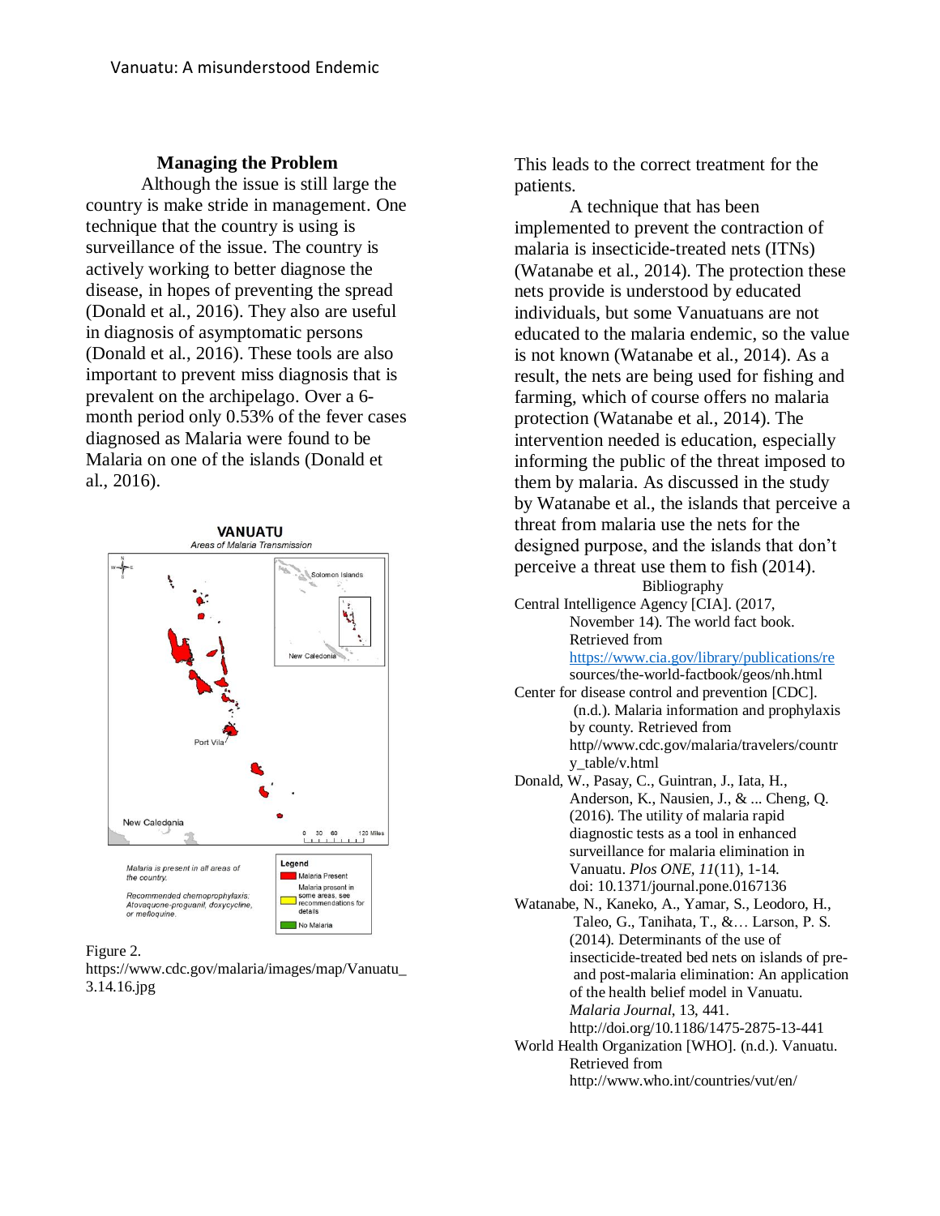## Managing the Problem

Although the issue is still large the country is make stride in management. One technique that the country is using is surveillance of the issue. The country is actively working to better diagnose the disease, in hopes of preventing the spread (Donald et al., 2016). They also are useful in diagnosis of asymptomatic persons (Donald et al., 2016). These tools are also important to prevent miss diagnosis that is prevalent on the archipelago. Over a 6-month period only 0.53% of the fever cases diagnosed as Malaria were found to be Malaria on one of the islands (Donald et al., 2016).

VANUATU

Areas of Malaria Transmission

Solomon Islands

New Caledonia

Port Vila

New Caledonia

0 30 60 120 Miles

Malaria is present in all areas of the country.

Recommended chemoprophylaxis: Atovaquone-proguanil, doxycycline, or mefloquine.

Legend

Malaria Present

Malaria present in some areas, see recommendations for details

No Malaria

Figure 2.
https://www.cdc.gov/malaria/images/map/Vanuatu_3.14.16.jpg

This leads to the correct treatment for the patients.

A technique that has been implemented to prevent the contraction of malaria is insecticide-treated nets (ITNs) (Watanabe et al., 2014). The protection these nets provide is understood by educated individuals, but some Vanuatuans are not educated to the malaria endemic, so the value is not known (Watanabe et al., 2014). As a result, the nets are being used for fishing and farming, which of course offers no malaria protection (Watanabe et al., 2014). The intervention needed is education, especially informing the public of the threat imposed to them by malaria. As discussed in the study by Watanabe et al., the islands that perceive a threat from malaria use the nets for the designed purpose, and the islands that don't perceive a threat use them to fish (2014).

## Bibliography

Central Intelligence Agency [CIA]. (2017, November 14). The world fact book. Retrieved from https://www.cia.gov/library/publications/resources/the-world-factbook/geos/nh.html

Center for disease control and prevention [CDC]. (n.d.). Malaria information and prophylaxis by county. Retrieved from http//www.cdc.gov/malaria/travelers/country_table/v.html

Donald, W., Pasay, C., Guintran, J., Iata, H., Anderson, K., Nausien, J., & ... Cheng, Q. (2016). The utility of malaria rapid diagnostic tests as a tool in enhanced surveillance for malaria elimination in Vanuatu. *Plos ONE*, *11*(11), 1-14. doi: 10.1371/journal.pone.0167136

Watanabe, N., Kaneko, A., Yamar, S., Leodoro, H., Taleo, G., Tanihata, T., &… Larson, P. S. (2014). Determinants of the use of insecticide-treated bed nets on islands of pre- and post-malaria elimination: An application of the health belief model in Vanuatu. *Malaria Journal*, 13, 441. http://doi.org/10.1186/1475-2875-13-441

World Health Organization [WHO]. (n.d.). Vanuatu. Retrieved from http://www.who.int/countries/vut/en/